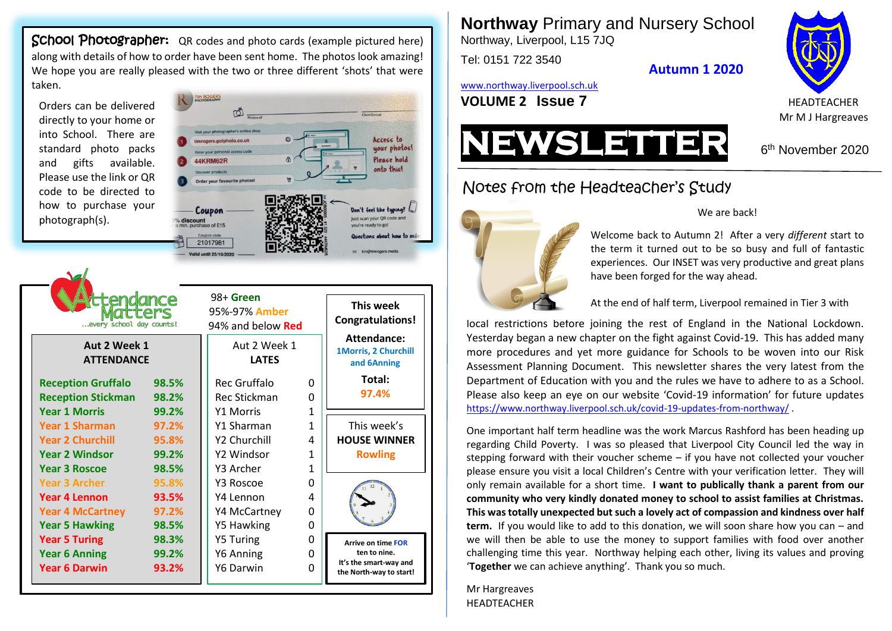# **Northway** Primary and Nursery School

Northway, Liverpool, L15 7JQ

Tel: 0151 722 3540

**Autumn 1 2020**

www.northway.liverpool.sch.uk

**VOLUME 2 Issue 7**

HEADTEACHER
Mr M J Hargreaves

# NEWSLETTER

6th November 2020

## Notes from the Headteacher's Study

We are back!

Welcome back to Autumn 2! After a very *different* start to the term it turned out to be so busy and full of fantastic experiences. Our INSET was very productive and great plans have been forged for the way ahead.

At the end of half term, Liverpool remained in Tier 3 with local restrictions before joining the rest of England in the National Lockdown. Yesterday began a new chapter on the fight against Covid-19. This has added many more procedures and yet more guidance for Schools to be woven into our Risk Assessment Planning Document. This newsletter shares the very latest from the Department of Education with you and the rules we have to adhere to as a School. Please also keep an eye on our website 'Covid-19 information' for future updates https://www.northway.liverpool.sch.uk/covid-19-updates-from-northway/ .

One important half term headline was the work Marcus Rashford has been heading up regarding Child Poverty. I was so pleased that Liverpool City Council led the way in stepping forward with their voucher scheme – if you have not collected your voucher please ensure you visit a local Children's Centre with your verification letter. They will only remain available for a short time. **I want to publically thank a parent from our community who very kindly donated money to school to assist families at Christmas. This was totally unexpected but such a lovely act of compassion and kindness over half term.** If you would like to add to this donation, we will soon share how you can – and we will then be able to use the money to support families with food over another challenging time this year. Northway helping each other, living its values and proving '**Together** we can achieve anything'. Thank you so much.

Mr Hargreaves
HEADTEACHER

## School Photographer:

QR codes and photo cards (example pictured here) along with details of how to order have been sent home. The photos look amazing! We hope you are really pleased with the two or three different 'shots' that were taken.

Orders can be delivered directly to your home or into School. There are standard photo packs and gifts available. Please use the link or QR code to be directed to how to purchase your photograph(s).

## Attendance Matters
...every school day counts!

98+ **Green**
95%-97% **Amber**
94% and below **Red**

| Aut 2 Week 1 ATTENDANCE | | Aut 2 Week 1 LATES | |
|---|---|---|---|
| Reception Gruffalo | 98.5% | Rec Gruffalo | 0 |
| Reception Stickman | 98.2% | Rec Stickman | 0 |
| Year 1 Morris | 99.2% | Y1 Morris | 1 |
| Year 1 Sharman | 97.2% | Y1 Sharman | 1 |
| Year 2 Churchill | 95.8% | Y2 Churchill | 4 |
| Year 2 Windsor | 99.2% | Y2 Windsor | 1 |
| Year 3 Roscoe | 98.5% | Y3 Archer | 1 |
| Year 3 Archer | 95.8% | Y3 Roscoe | 0 |
| Year 4 Lennon | 93.5% | Y4 Lennon | 4 |
| Year 4 McCartney | 97.2% | Y4 McCartney | 0 |
| Year 5 Hawking | 98.5% | Y5 Hawking | 0 |
| Year 5 Turing | 98.3% | Y5 Turing | 0 |
| Year 6 Anning | 99.2% | Y6 Anning | 0 |
| Year 6 Darwin | 93.2% | Y6 Darwin | 0 |

**This week Congratulations!**

**Attendance:**
**1Morris, 2 Churchill and 6Anning**

**Total:**
**97.4%**

This week's **HOUSE WINNER**
**Rowling**

**Arrive on time FOR ten to nine.**
**It's the smart-way and the North-way to start!**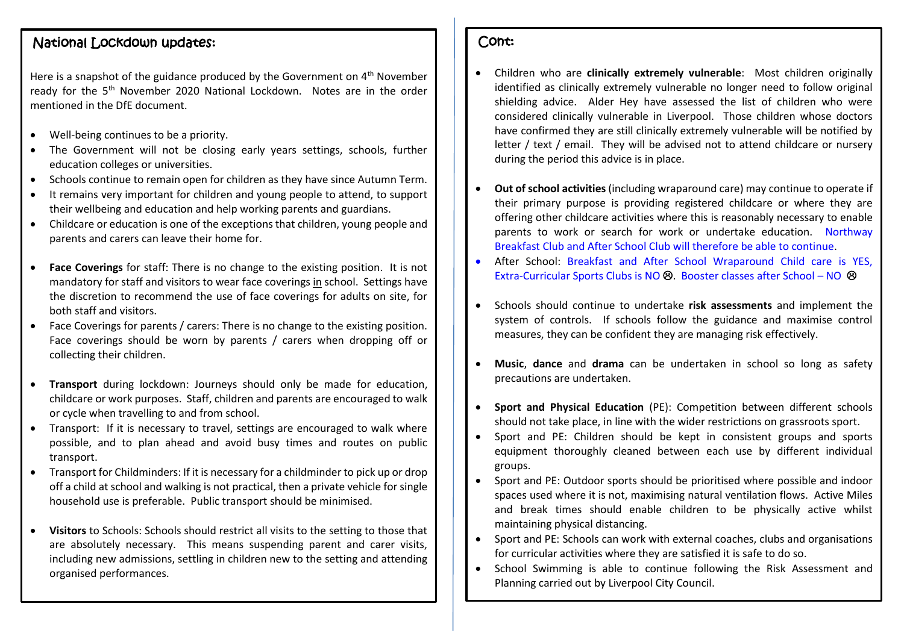## National Lockdown updates:

Here is a snapshot of the guidance produced by the Government on 4th November ready for the 5th November 2020 National Lockdown. Notes are in the order mentioned in the DfE document.

- Well-being continues to be a priority.
- The Government will not be closing early years settings, schools, further education colleges or universities.
- Schools continue to remain open for children as they have since Autumn Term.
- It remains very important for children and young people to attend, to support their wellbeing and education and help working parents and guardians.
- Childcare or education is one of the exceptions that children, young people and parents and carers can leave their home for.

- **Face Coverings** for staff: There is no change to the existing position. It is not mandatory for staff and visitors to wear face coverings in school. Settings have the discretion to recommend the use of face coverings for adults on site, for both staff and visitors.
- Face Coverings for parents / carers: There is no change to the existing position. Face coverings should be worn by parents / carers when dropping off or collecting their children.

- **Transport** during lockdown: Journeys should only be made for education, childcare or work purposes. Staff, children and parents are encouraged to walk or cycle when travelling to and from school.
- Transport: If it is necessary to travel, settings are encouraged to walk where possible, and to plan ahead and avoid busy times and routes on public transport.
- Transport for Childminders: If it is necessary for a childminder to pick up or drop off a child at school and walking is not practical, then a private vehicle for single household use is preferable. Public transport should be minimised.

- **Visitors** to Schools: Schools should restrict all visits to the setting to those that are absolutely necessary. This means suspending parent and carer visits, including new admissions, settling in children new to the setting and attending organised performances.

## Cont:

- Children who are **clinically extremely vulnerable**: Most children originally identified as clinically extremely vulnerable no longer need to follow original shielding advice. Alder Hey have assessed the list of children who were considered clinically vulnerable in Liverpool. Those children whose doctors have confirmed they are still clinically extremely vulnerable will be notified by letter / text / email. They will be advised not to attend childcare or nursery during the period this advice is in place.

- **Out of school activities** (including wraparound care) may continue to operate if their primary purpose is providing registered childcare or where they are offering other childcare activities where this is reasonably necessary to enable parents to work or search for work or undertake education. Northway Breakfast Club and After School Club will therefore be able to continue.
- After School: Breakfast and After School Wraparound Child care is YES, Extra-Curricular Sports Clubs is NO ☹. Booster classes after School – NO ☹

- Schools should continue to undertake **risk assessments** and implement the system of controls. If schools follow the guidance and maximise control measures, they can be confident they are managing risk effectively.

- **Music**, **dance** and **drama** can be undertaken in school so long as safety precautions are undertaken.

- **Sport and Physical Education** (PE): Competition between different schools should not take place, in line with the wider restrictions on grassroots sport.
- Sport and PE: Children should be kept in consistent groups and sports equipment thoroughly cleaned between each use by different individual groups.
- Sport and PE: Outdoor sports should be prioritised where possible and indoor spaces used where it is not, maximising natural ventilation flows. Active Miles and break times should enable children to be physically active whilst maintaining physical distancing.
- Sport and PE: Schools can work with external coaches, clubs and organisations for curricular activities where they are satisfied it is safe to do so.
- School Swimming is able to continue following the Risk Assessment and Planning carried out by Liverpool City Council.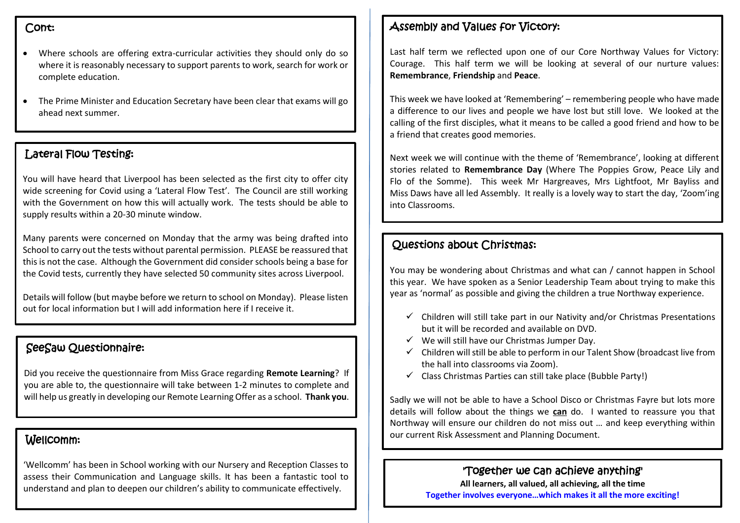## Cont:

- Where schools are offering extra-curricular activities they should only do so where it is reasonably necessary to support parents to work, search for work or complete education.
- The Prime Minister and Education Secretary have been clear that exams will go ahead next summer.

## Lateral Flow Testing:

You will have heard that Liverpool has been selected as the first city to offer city wide screening for Covid using a 'Lateral Flow Test'. The Council are still working with the Government on how this will actually work. The tests should be able to supply results within a 20-30 minute window.

Many parents were concerned on Monday that the army was being drafted into School to carry out the tests without parental permission. PLEASE be reassured that this is not the case. Although the Government did consider schools being a base for the Covid tests, currently they have selected 50 community sites across Liverpool.

Details will follow (but maybe before we return to school on Monday). Please listen out for local information but I will add information here if I receive it.

## SeeSaw Questionnaire:

Did you receive the questionnaire from Miss Grace regarding **Remote Learning**? If you are able to, the questionnaire will take between 1-2 minutes to complete and will help us greatly in developing our Remote Learning Offer as a school. **Thank you**.

## Wellcomm:

'Wellcomm' has been in School working with our Nursery and Reception Classes to assess their Communication and Language skills. It has been a fantastic tool to understand and plan to deepen our children's ability to communicate effectively.

## Assembly and Values for Victory:

Last half term we reflected upon one of our Core Northway Values for Victory: Courage. This half term we will be looking at several of our nurture values: **Remembrance**, **Friendship** and **Peace**.

This week we have looked at 'Remembering' – remembering people who have made a difference to our lives and people we have lost but still love. We looked at the calling of the first disciples, what it means to be called a good friend and how to be a friend that creates good memories.

Next week we will continue with the theme of 'Remembrance', looking at different stories related to **Remembrance Day** (Where The Poppies Grow, Peace Lily and Flo of the Somme). This week Mr Hargreaves, Mrs Lightfoot, Mr Bayliss and Miss Daws have all led Assembly. It really is a lovely way to start the day, 'Zoom'ing into Classrooms.

## Questions about Christmas:

You may be wondering about Christmas and what can / cannot happen in School this year. We have spoken as a Senior Leadership Team about trying to make this year as 'normal' as possible and giving the children a true Northway experience.

- ✓ Children will still take part in our Nativity and/or Christmas Presentations but it will be recorded and available on DVD.
- ✓ We will still have our Christmas Jumper Day.
- ✓ Children will still be able to perform in our Talent Show (broadcast live from the hall into classrooms via Zoom).
- ✓ Class Christmas Parties can still take place (Bubble Party!)

Sadly we will not be able to have a School Disco or Christmas Fayre but lots more details will follow about the things we **can** do. I wanted to reassure you that Northway will ensure our children do not miss out … and keep everything within our current Risk Assessment and Planning Document.

'Together we can achieve anything'

**All learners, all valued, all achieving, all the time**

**Together involves everyone…which makes it all the more exciting!**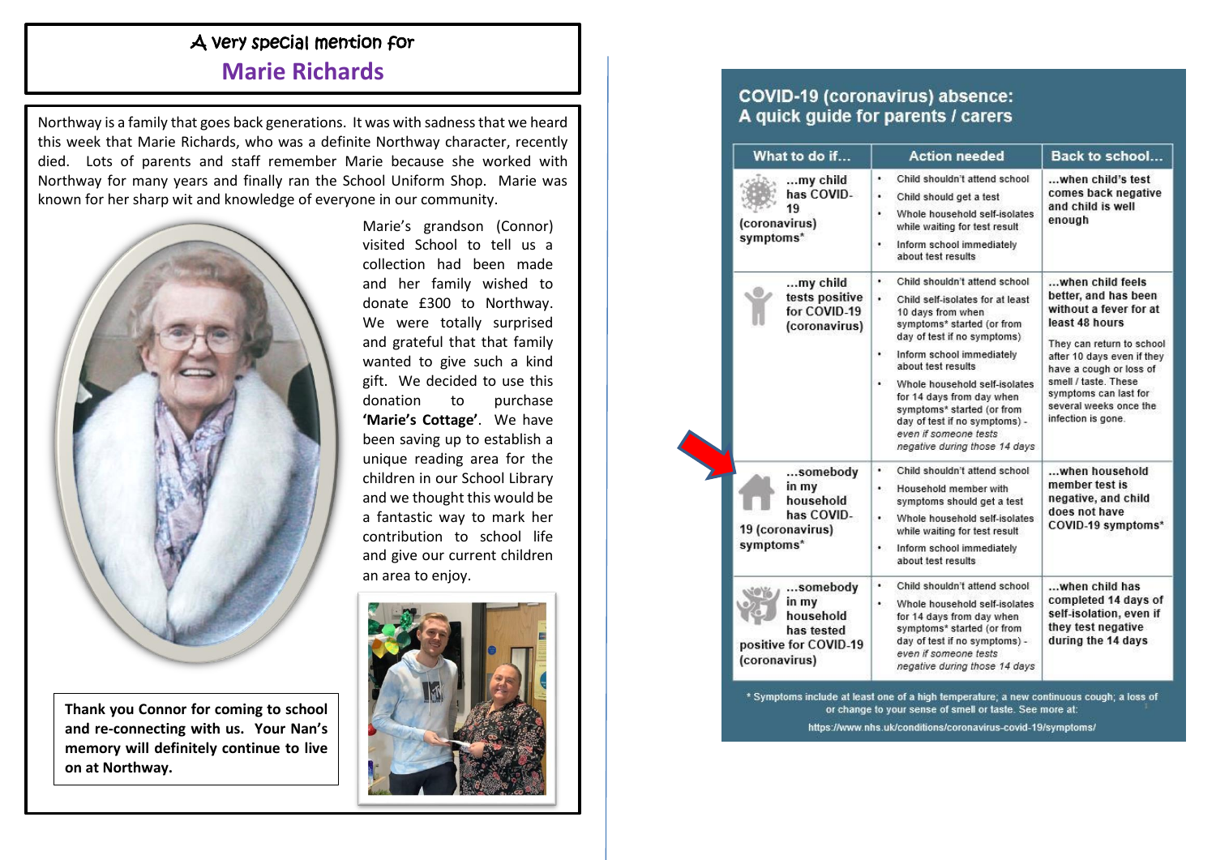## A very special mention for

## Marie Richards

Northway is a family that goes back generations. It was with sadness that we heard this week that Marie Richards, who was a definite Northway character, recently died. Lots of parents and staff remember Marie because she worked with Northway for many years and finally ran the School Uniform Shop. Marie was known for her sharp wit and knowledge of everyone in our community.

Marie's grandson (Connor) visited School to tell us a collection had been made and her family wished to donate £300 to Northway. We were totally surprised and grateful that that family wanted to give such a kind gift. We decided to use this donation to purchase **'Marie's Cottage'**. We have been saving up to establish a unique reading area for the children in our School Library and we thought this would be a fantastic way to mark her contribution to school life and give our current children an area to enjoy.

**Thank you Connor for coming to school and re-connecting with us. Your Nan's memory will definitely continue to live on at Northway.**

## COVID-19 (coronavirus) absence: A quick guide for parents / carers

| What to do if... | Action needed | Back to school... |
| --- | --- | --- |
| ...my child has COVID-19 (coronavirus) symptoms* | • Child shouldn't attend school<br>• Child should get a test<br>• Whole household self-isolates while waiting for test result<br>• Inform school immediately about test results | ...when child's test comes back negative and child is well enough |
| ...my child tests positive for COVID-19 (coronavirus) | • Child shouldn't attend school<br>• Child self-isolates for at least 10 days from when symptoms* started (or from day of test if no symptoms)<br>• Inform school immediately about test results<br>• Whole household self-isolates for 14 days from day when symptoms* started (or from day of test if no symptoms) - *even if someone tests negative during those 14 days* | ...when child feels better, and has been without a fever for at least 48 hours<br><br>They can return to school after 10 days even if they have a cough or loss of smell / taste. These symptoms can last for several weeks once the infection is gone. |
| ...somebody in my household has COVID-19 (coronavirus) symptoms* | • Child shouldn't attend school<br>• Household member with symptoms should get a test<br>• Whole household self-isolates while waiting for test result<br>• Inform school immediately about test results | ...when household member test is negative, and child does not have COVID-19 symptoms* |
| ...somebody in my household has tested positive for COVID-19 (coronavirus) | • Child shouldn't attend school<br>• Whole household self-isolates for 14 days from day when symptoms* started (or from day of test if no symptoms) - *even if someone tests negative during those 14 days* | ...when child has completed 14 days of self-isolation, even if they test negative during the 14 days |

* Symptoms include at least one of a high temperature; a new continuous cough; a loss of or change to your sense of smell or taste. See more at:

https://www.nhs.uk/conditions/coronavirus-covid-19/symptoms/